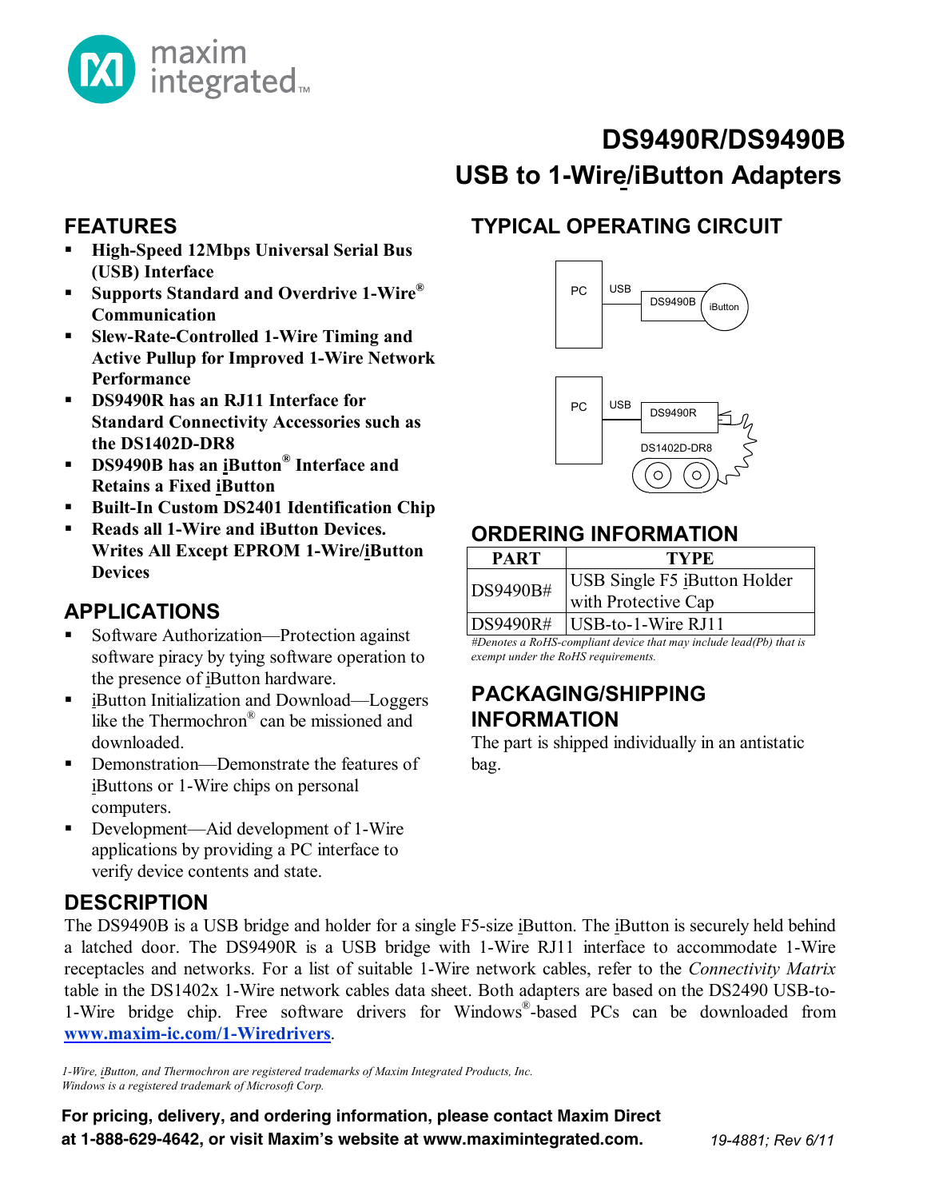# DS9490R/DS9490B

## USB to 1-Wire/iButton Adapters

## FEATURES

- **High-Speed 12Mbps Universal Serial Bus (USB) Interface**
- **Supports Standard and Overdrive 1-Wire® Communication**
- **Slew-Rate-Controlled 1-Wire Timing and Active Pullup for Improved 1-Wire Network Performance**
- **DS9490R has an RJ11 Interface for Standard Connectivity Accessories such as the DS1402D-DR8**
- **DS9490B has an iButton® Interface and Retains a Fixed iButton**
- **Built-In Custom DS2401 Identification Chip**
- **Reads all 1-Wire and iButton Devices. Writes All Except EPROM 1-Wire/iButton Devices**

## APPLICATIONS

- Software Authorization—Protection against software piracy by tying software operation to the presence of iButton hardware.
- iButton Initialization and Download—Loggers like the Thermochron® can be missioned and downloaded.
- Demonstration—Demonstrate the features of iButtons or 1-Wire chips on personal computers.
- Development—Aid development of 1-Wire applications by providing a PC interface to verify device contents and state.

## TYPICAL OPERATING CIRCUIT

PC — USB — DS9490B — iButton

PC — USB — DS9490R — DS1402D-DR8

## ORDERING INFORMATION

| PART | TYPE |
|---|---|
| DS9490B# | USB Single F5 iButton Holder with Protective Cap |
| DS9490R# | USB-to-1-Wire RJ11 |

*#Denotes a RoHS-compliant device that may include lead(Pb) that is exempt under the RoHS requirements.*

## PACKAGING/SHIPPING INFORMATION

The part is shipped individually in an antistatic bag.

## DESCRIPTION

The DS9490B is a USB bridge and holder for a single F5-size iButton. The iButton is securely held behind a latched door. The DS9490R is a USB bridge with 1-Wire RJ11 interface to accommodate 1-Wire receptacles and networks. For a list of suitable 1-Wire network cables, refer to the *Connectivity Matrix* table in the DS1402x 1-Wire network cables data sheet. Both adapters are based on the DS2490 USB-to-1-Wire bridge chip. Free software drivers for Windows®-based PCs can be downloaded from **www.maxim-ic.com/1-Wiredrivers**.

*1-Wire, iButton, and Thermochron are registered trademarks of Maxim Integrated Products, Inc.*
*Windows is a registered trademark of Microsoft Corp.*

**For pricing, delivery, and ordering information, please contact Maxim Direct at 1-888-629-4642, or visit Maxim's website at www.maximintegrated.com.**

*19-4881; Rev 6/11*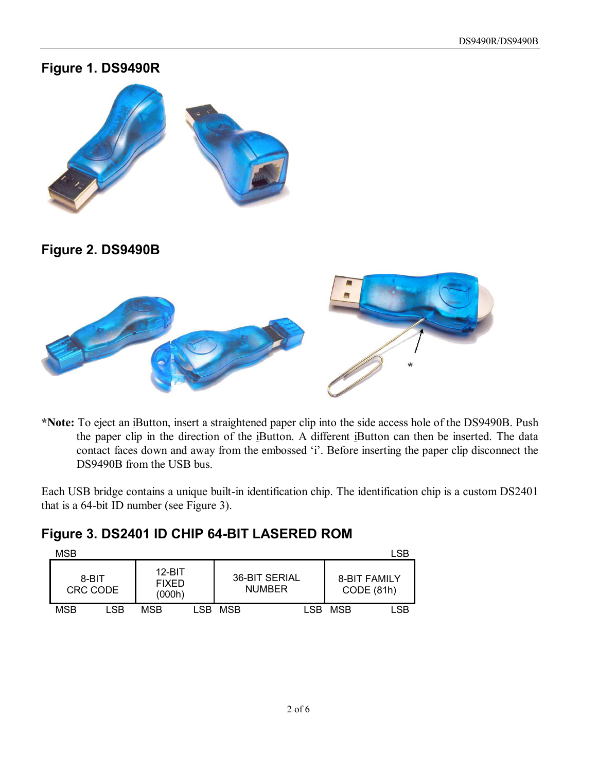## Figure 1. DS9490R

## Figure 2. DS9490B

***Note:** To eject an iButton, insert a straightened paper clip into the side access hole of the DS9490B. Push the paper clip in the direction of the iButton. A different iButton can then be inserted. The data contact faces down and away from the embossed 'i'. Before inserting the paper clip disconnect the DS9490B from the USB bus.

Each USB bridge contains a unique built-in identification chip. The identification chip is a custom DS2401 that is a 64-bit ID number (see Figure 3).

## Figure 3. DS2401 ID CHIP 64-BIT LASERED ROM

MSB — LSB

| 8-BIT CRC CODE | 12-BIT FIXED (000h) | 36-BIT SERIAL NUMBER | 8-BIT FAMILY CODE (81h) |
|---|---|---|---|
| MSB — LSB | MSB — LSB | MSB — LSB | MSB — LSB |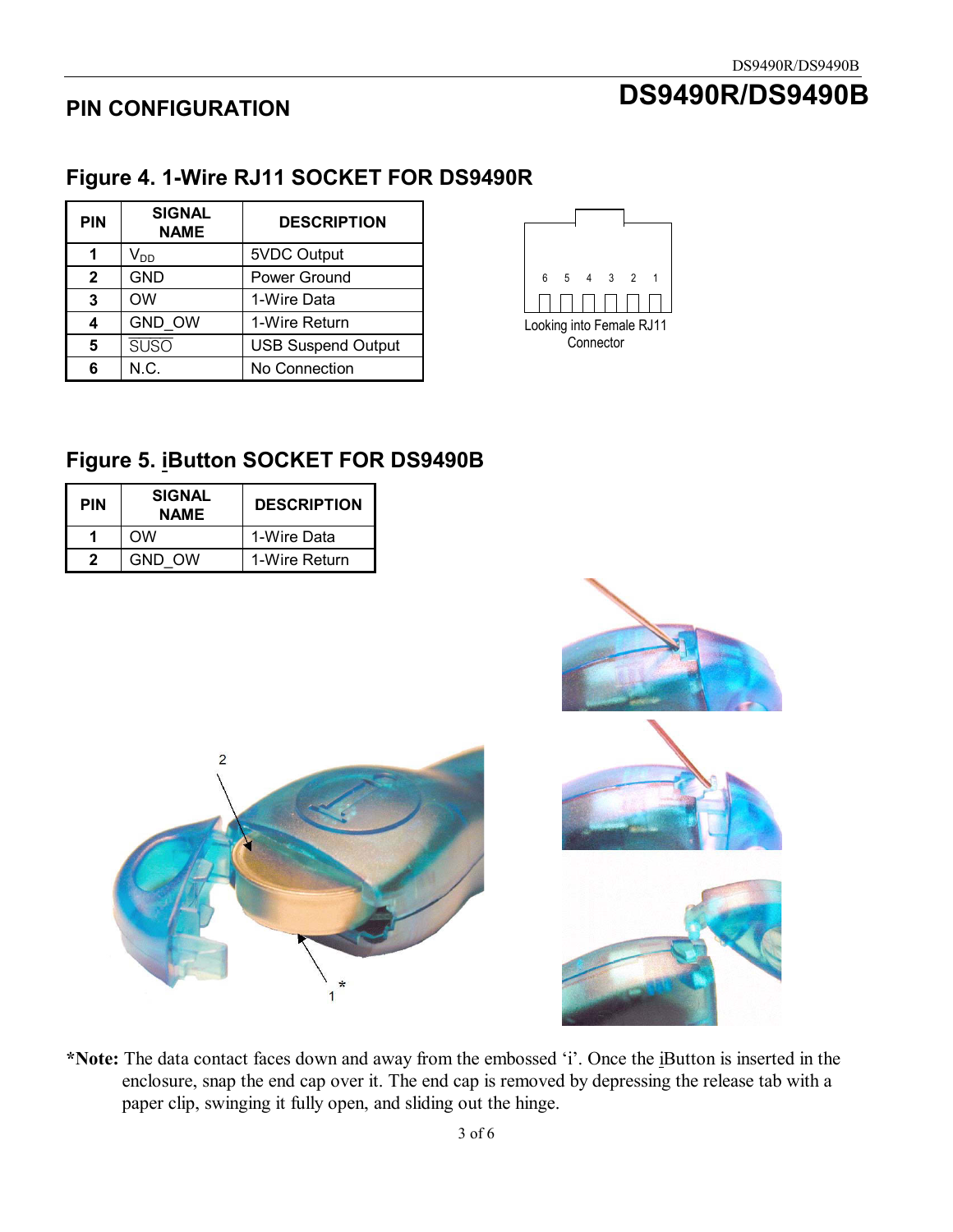## PIN CONFIGURATION

# DS9490R/DS9490B

### Figure 4. 1-Wire RJ11 SOCKET FOR DS9490R

| PIN | SIGNAL NAME | DESCRIPTION |
|---|---|---|
| 1 | $V_{DD}$ | 5VDC Output |
| 2 | GND | Power Ground |
| 3 | OW | 1-Wire Data |
| 4 | GND_OW | 1-Wire Return |
| 5 | $\overline{\text{SUSO}}$ | USB Suspend Output |
| 6 | N.C. | No Connection |

6 5 4 3 2 1

Looking into Female RJ11 Connector

### Figure 5. iButton SOCKET FOR DS9490B

| PIN | SIGNAL NAME | DESCRIPTION |
|---|---|---|
| 1 | OW | 1-Wire Data |
| 2 | GND_OW | 1-Wire Return |

**\*Note:** The data contact faces down and away from the embossed 'i'. Once the iButton is inserted in the enclosure, snap the end cap over it. The end cap is removed by depressing the release tab with a paper clip, swinging it fully open, and sliding out the hinge.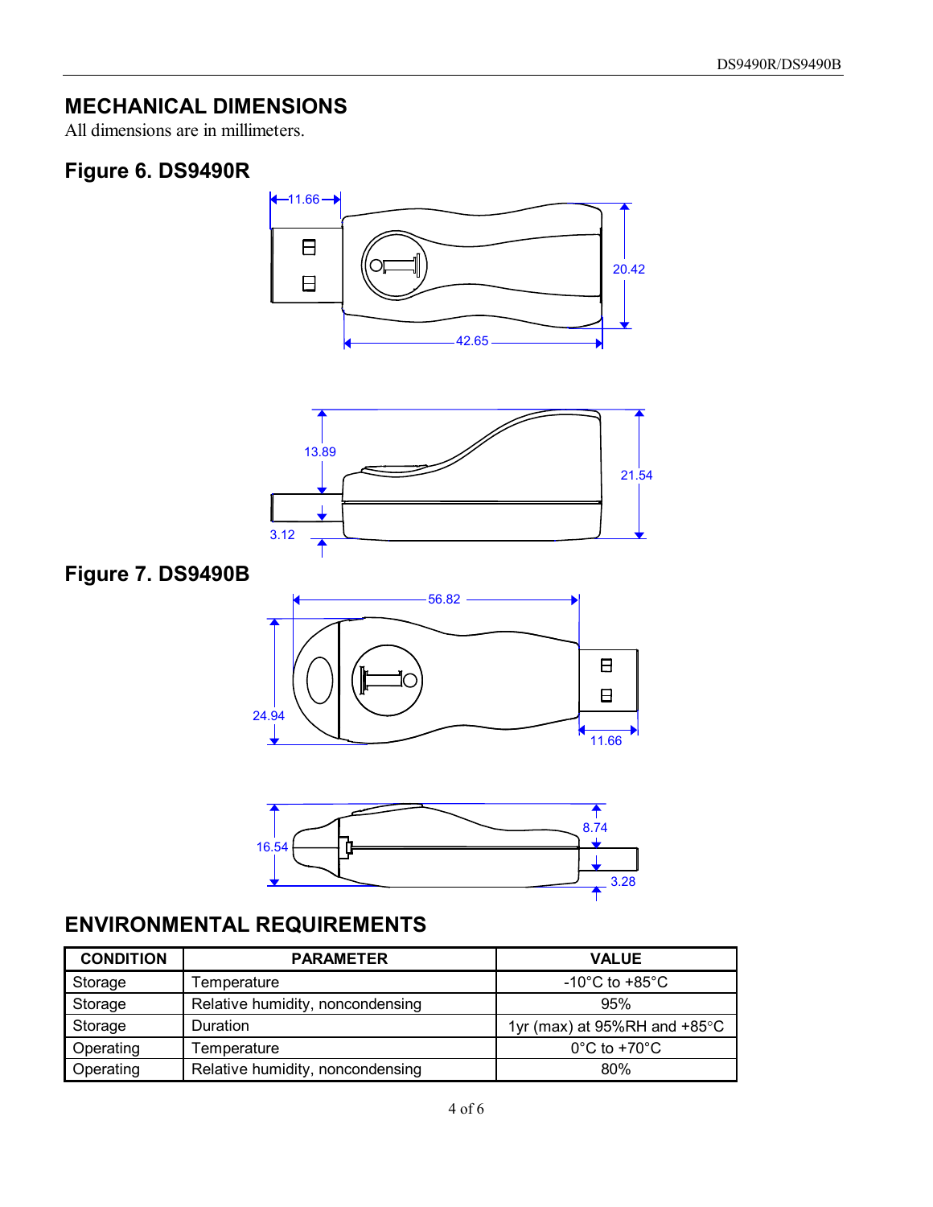## MECHANICAL DIMENSIONS

All dimensions are in millimeters.

### Figure 6. DS9490R

### Figure 7. DS9490B

## ENVIRONMENTAL REQUIREMENTS

| CONDITION | PARAMETER | VALUE |
|---|---|---|
| Storage | Temperature | -10°C to +85°C |
| Storage | Relative humidity, noncondensing | 95% |
| Storage | Duration | 1yr (max) at 95%RH and +85°C |
| Operating | Temperature | 0°C to +70°C |
| Operating | Relative humidity, noncondensing | 80% |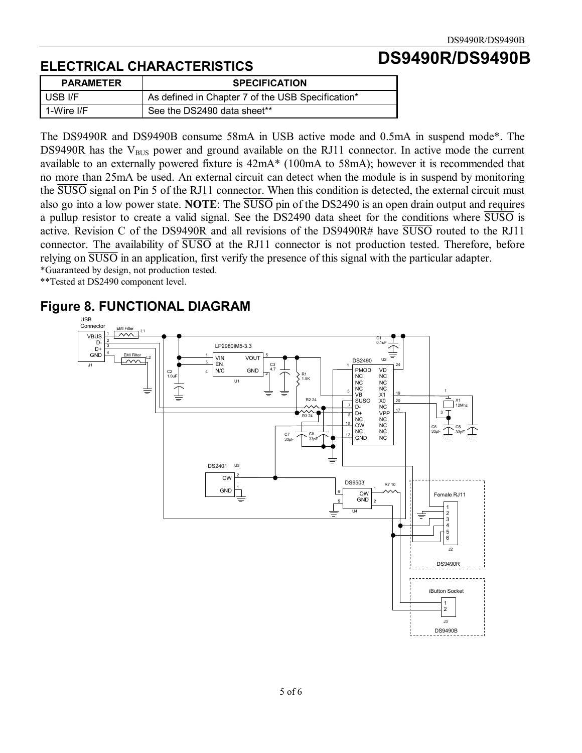## ELECTRICAL CHARACTERISTICS

| PARAMETER | SPECIFICATION |
|---|---|
| USB I/F | As defined in Chapter 7 of the USB Specification* |
| 1-Wire I/F | See the DS2490 data sheet** |

The DS9490R and DS9490B consume 58mA in USB active mode and 0.5mA in suspend mode*. The DS9490R has the $V_{BUS}$ power and ground available on the RJ11 connector. In active mode the current available to an externally powered fixture is 42mA* (100mA to 58mA); however it is recommended that no more than 25mA be used. An external circuit can detect when the module is in suspend by monitoring the $\overline{SUSO}$ signal on Pin 5 of the RJ11 connector. When this condition is detected, the external circuit must also go into a low power state. **NOTE**: The $\overline{SUSO}$ pin of the DS2490 is an open drain output and requires a pullup resistor to create a valid signal. See the DS2490 data sheet for the conditions where $\overline{SUSO}$ is active. Revision C of the DS9490R and all revisions of the DS9490R# have $\overline{SUSO}$ routed to the RJ11 connector. The availability of $\overline{SUSO}$ at the RJ11 connector is not production tested. Therefore, before relying on $\overline{SUSO}$ in an application, first verify the presence of this signal with the particular adapter.

*Guaranteed by design, not production tested.

**Tested at DS2490 component level.

## Figure 8. FUNCTIONAL DIAGRAM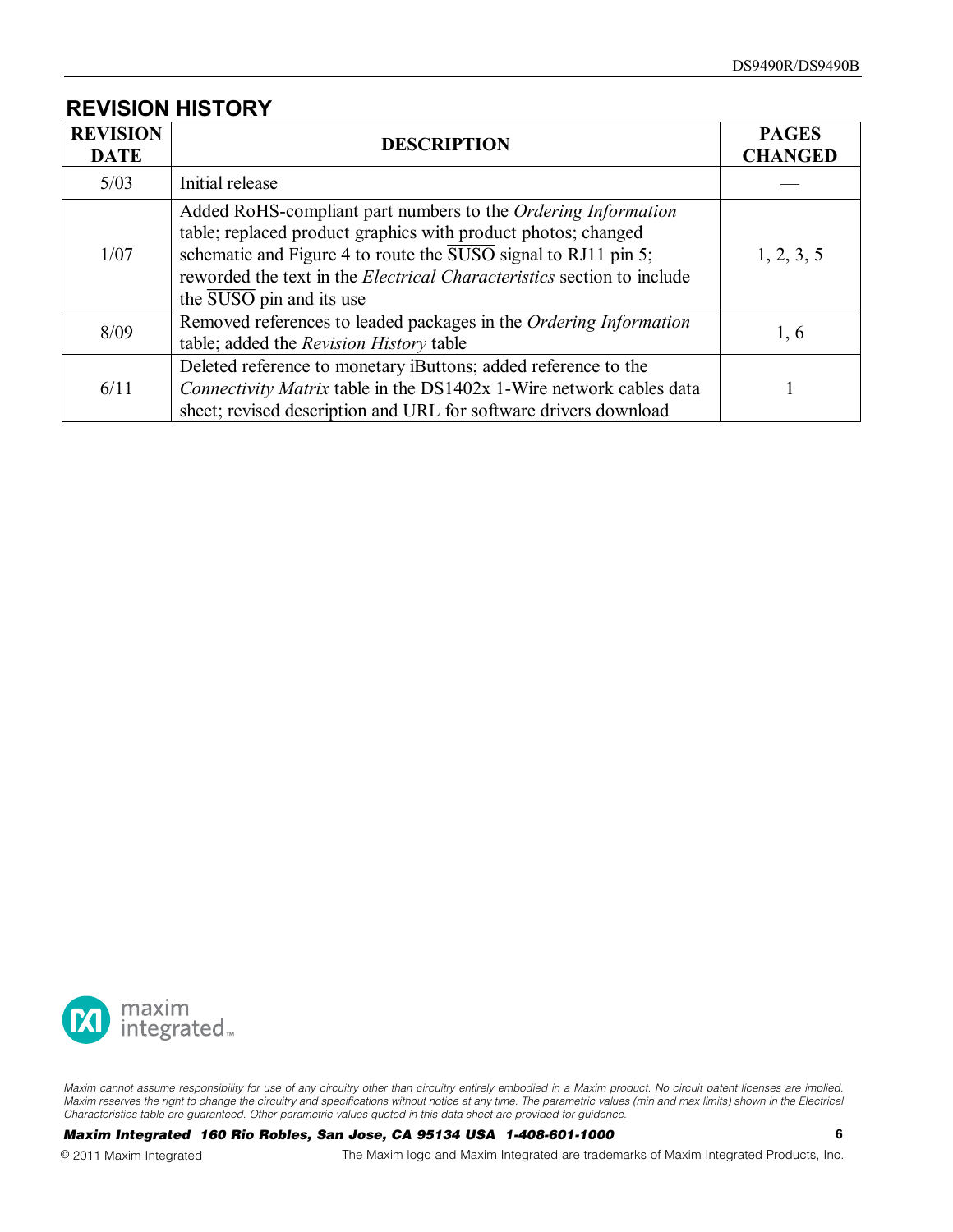## REVISION HISTORY

| REVISION DATE | DESCRIPTION | PAGES CHANGED |
|---|---|---|
| 5/03 | Initial release | — |
| 1/07 | Added RoHS-compliant part numbers to the *Ordering Information* table; replaced product graphics with product photos; changed schematic and Figure 4 to route the $\overline{\text{SUSO}}$ signal to RJ11 pin 5; reworded the text in the *Electrical Characteristics* section to include the $\overline{\text{SUSO}}$ pin and its use | 1, 2, 3, 5 |
| 8/09 | Removed references to leaded packages in the *Ordering Information* table; added the *Revision History* table | 1, 6 |
| 6/11 | Deleted reference to monetary iButtons; added reference to the *Connectivity Matrix* table in the DS1402x 1-Wire network cables data sheet; revised description and URL for software drivers download | 1 |

*Maxim cannot assume responsibility for use of any circuitry other than circuitry entirely embodied in a Maxim product. No circuit patent licenses are implied. Maxim reserves the right to change the circuitry and specifications without notice at any time. The parametric values (min and max limits) shown in the Electrical Characteristics table are guaranteed. Other parametric values quoted in this data sheet are provided for guidance.*

***Maxim Integrated 160 Rio Robles, San Jose, CA 95134 USA 1-408-601-1000***

© 2011 Maxim Integrated    The Maxim logo and Maxim Integrated are trademarks of Maxim Integrated Products, Inc.